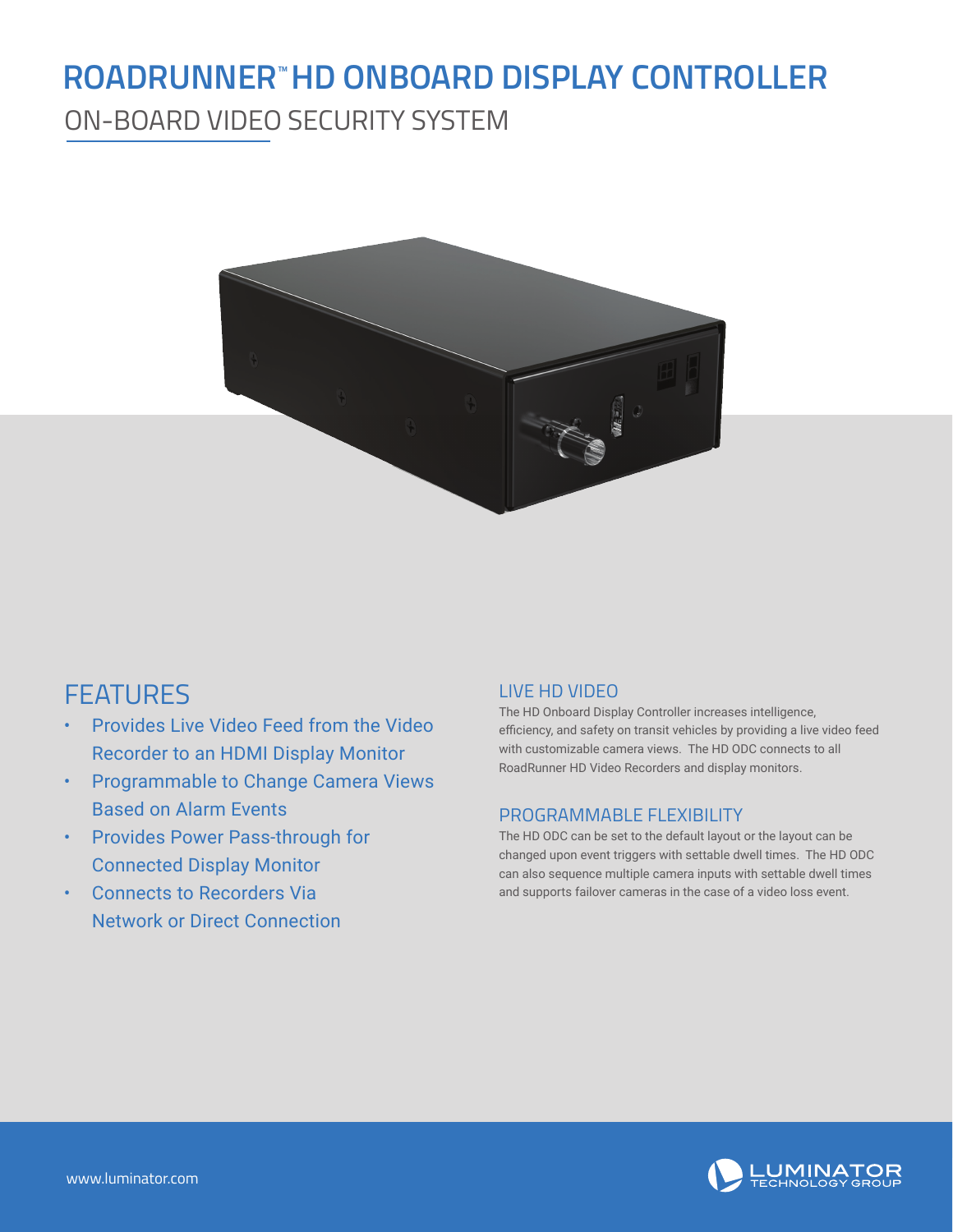# ROADRUNNER™ HD ONBOARD DISPLAY CONTROLLER

## ON-BOARD VIDEO SECURITY SYSTEM

## FEATURES

- Provides Live Video Feed from the Video Recorder to an HDMI Display Monitor
- Programmable to Change Camera Views Based on Alarm Events
- Provides Power Pass-through for Connected Display Monitor
- Connects to Recorders Via Network or Direct Connection

### LIVE HD VIDEO

The HD Onboard Display Controller increases intelligence, efficiency, and safety on transit vehicles by providing a live video feed with customizable camera views. The HD ODC connects to all RoadRunner HD Video Recorders and display monitors.

### PROGRAMMABLE FLEXIBILITY

The HD ODC can be set to the default layout or the layout can be changed upon event triggers with settable dwell times. The HD ODC can also sequence multiple camera inputs with settable dwell times and supports failover cameras in the case of a video loss event.

www.luminator.com

LUMINATOR TECHNOLOGY GROUP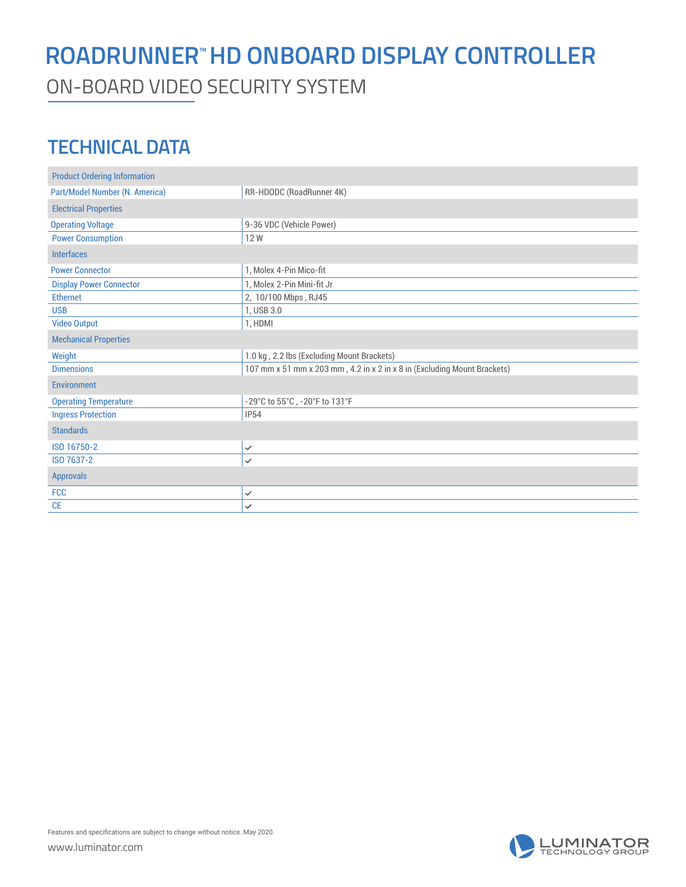# ROADRUNNER™ HD ONBOARD DISPLAY CONTROLLER

ON-BOARD VIDEO SECURITY SYSTEM

## TECHNICAL DATA

| | |
|---|---|
| **Product Ordering Information** | |
| Part/Model Number (N. America) | RR-HDODC (RoadRunner 4K) |
| **Electrical Properties** | |
| Operating Voltage | 9-36 VDC (Vehicle Power) |
| Power Consumption | 12 W |
| **Interfaces** | |
| Power Connector | 1, Molex 4-Pin Mico-fit |
| Display Power Connector | 1, Molex 2-Pin Mini-fit Jr |
| Ethernet | 2, 10/100 Mbps , RJ45 |
| USB | 1, USB 3.0 |
| Video Output | 1, HDMI |
| **Mechanical Properties** | |
| Weight | 1.0 kg , 2.2 lbs (Excluding Mount Brackets) |
| Dimensions | 107 mm x 51 mm x 203 mm , 4.2 in x 2 in x 8 in (Excluding Mount Brackets) |
| **Environment** | |
| Operating Temperature | -29°C to 55°C , -20°F to 131°F |
| Ingress Protection | IP54 |
| **Standards** | |
| ISO 16750-2 | ✓ |
| ISO 7637-2 | ✓ |
| **Approvals** | |
| FCC | ✓ |
| CE | ✓ |

Features and specifications are subject to change without notice. May 2020.

www.luminator.com

LUMINATOR TECHNOLOGY GROUP